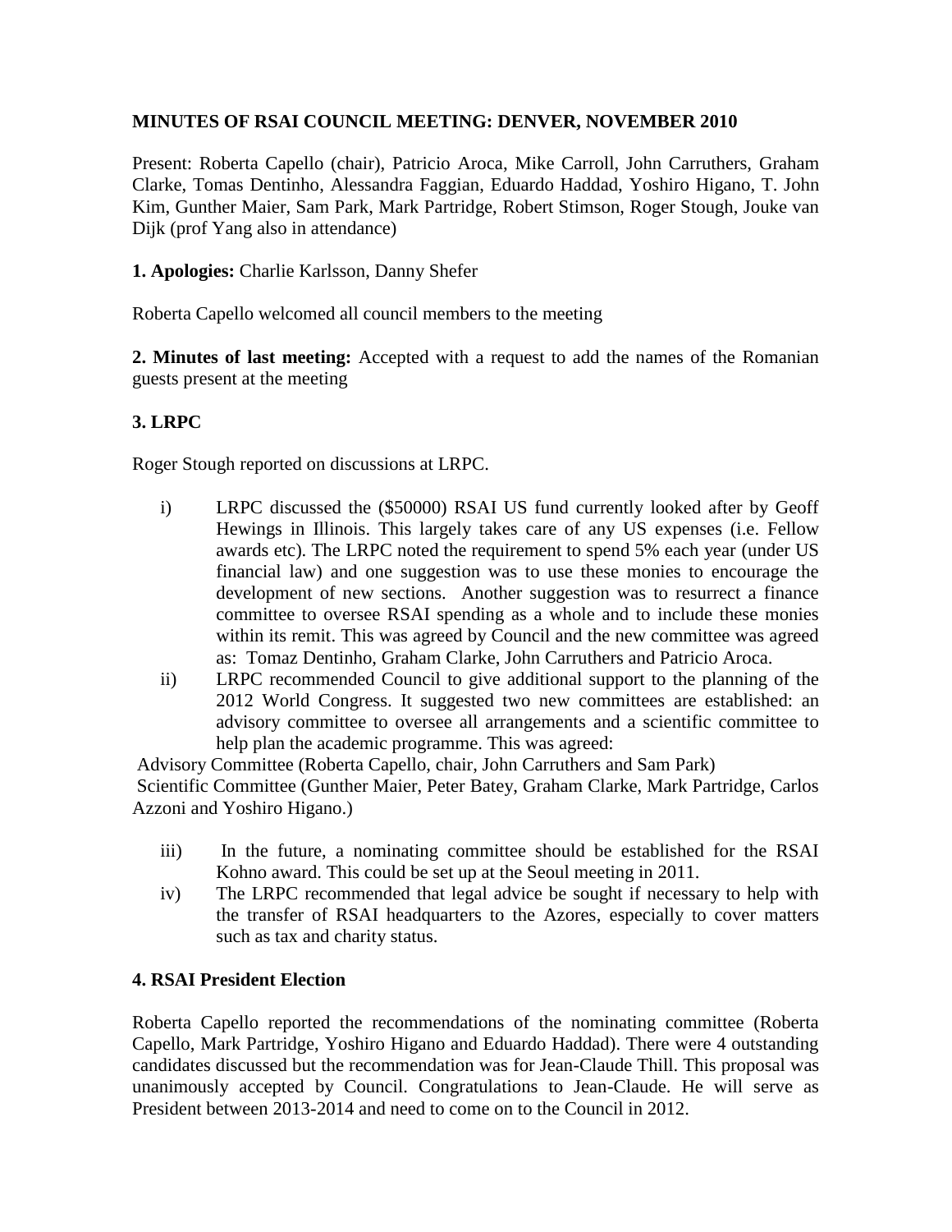**MINUTES OF RSAI COUNCIL MEETING: DENVER, NOVEMBER 2010**

Present: Roberta Capello (chair), Patricio Aroca, Mike Carroll, John Carruthers, Graham Clarke, Tomas Dentinho, Alessandra Faggian, Eduardo Haddad, Yoshiro Higano, T. John Kim, Gunther Maier, Sam Park, Mark Partridge, Robert Stimson, Roger Stough, Jouke van Dijk (prof Yang also in attendance)

**1. Apologies:** Charlie Karlsson, Danny Shefer

Roberta Capello welcomed all council members to the meeting

**2. Minutes of last meeting:** Accepted with a request to add the names of the Romanian guests present at the meeting

**3. LRPC**

Roger Stough reported on discussions at LRPC.

i) LRPC discussed the ($50000) RSAI US fund currently looked after by Geoff Hewings in Illinois. This largely takes care of any US expenses (i.e. Fellow awards etc). The LRPC noted the requirement to spend 5% each year (under US financial law) and one suggestion was to use these monies to encourage the development of new sections. Another suggestion was to resurrect a finance committee to oversee RSAI spending as a whole and to include these monies within its remit. This was agreed by Council and the new committee was agreed as: Tomaz Dentinho, Graham Clarke, John Carruthers and Patricio Aroca.

ii) LRPC recommended Council to give additional support to the planning of the 2012 World Congress. It suggested two new committees are established: an advisory committee to oversee all arrangements and a scientific committee to help plan the academic programme. This was agreed:

Advisory Committee (Roberta Capello, chair, John Carruthers and Sam Park)

Scientific Committee (Gunther Maier, Peter Batey, Graham Clarke, Mark Partridge, Carlos Azzoni and Yoshiro Higano.)

iii) In the future, a nominating committee should be established for the RSAI Kohno award. This could be set up at the Seoul meeting in 2011.

iv) The LRPC recommended that legal advice be sought if necessary to help with the transfer of RSAI headquarters to the Azores, especially to cover matters such as tax and charity status.

**4. RSAI President Election**

Roberta Capello reported the recommendations of the nominating committee (Roberta Capello, Mark Partridge, Yoshiro Higano and Eduardo Haddad). There were 4 outstanding candidates discussed but the recommendation was for Jean-Claude Thill. This proposal was unanimously accepted by Council. Congratulations to Jean-Claude. He will serve as President between 2013-2014 and need to come on to the Council in 2012.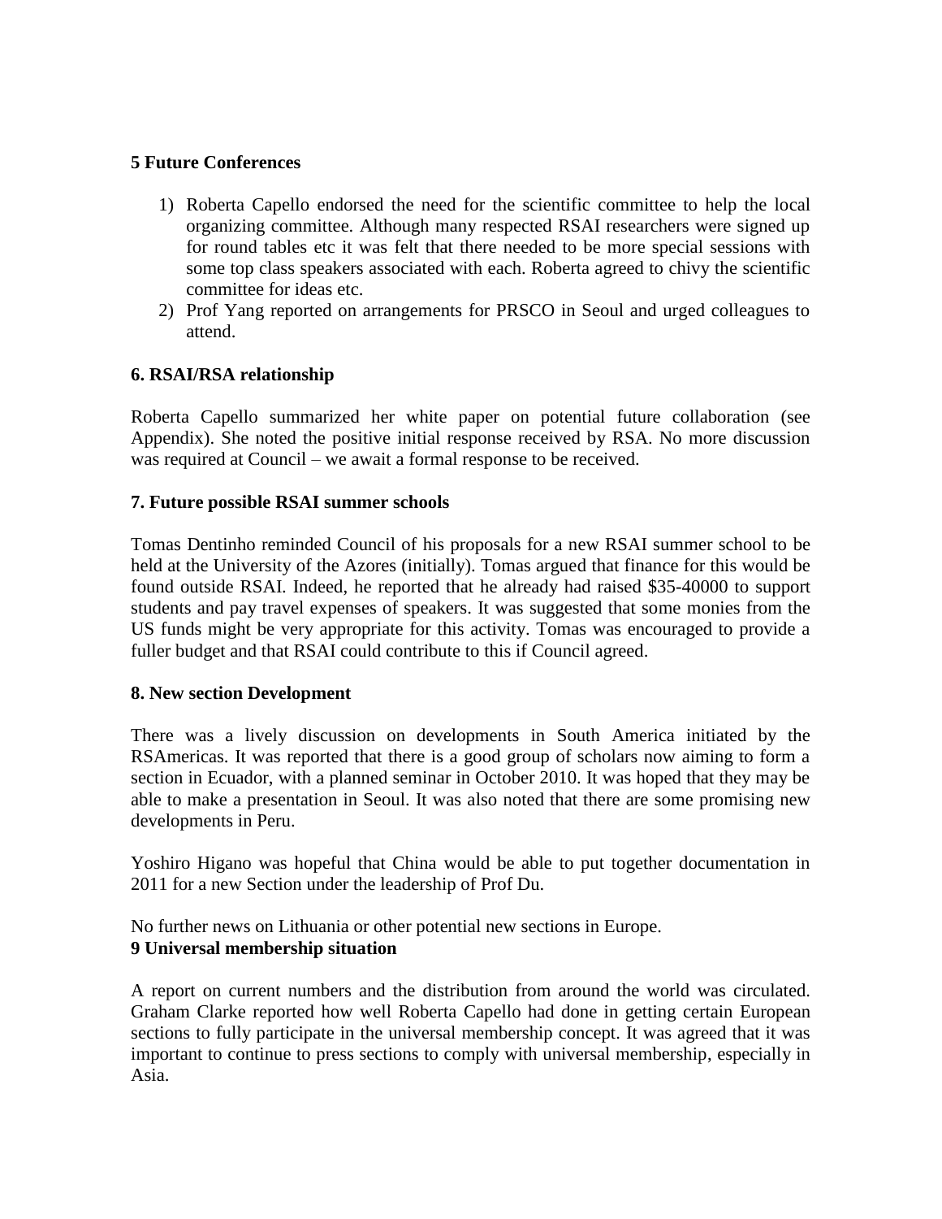### 5 Future Conferences

1) Roberta Capello endorsed the need for the scientific committee to help the local organizing committee. Although many respected RSAI researchers were signed up for round tables etc it was felt that there needed to be more special sessions with some top class speakers associated with each. Roberta agreed to chivy the scientific committee for ideas etc.
2) Prof Yang reported on arrangements for PRSCO in Seoul and urged colleagues to attend.

### 6. RSAI/RSA relationship

Roberta Capello summarized her white paper on potential future collaboration (see Appendix). She noted the positive initial response received by RSA. No more discussion was required at Council – we await a formal response to be received.

### 7. Future possible RSAI summer schools

Tomas Dentinho reminded Council of his proposals for a new RSAI summer school to be held at the University of the Azores (initially). Tomas argued that finance for this would be found outside RSAI. Indeed, he reported that he already had raised $35-40000 to support students and pay travel expenses of speakers. It was suggested that some monies from the US funds might be very appropriate for this activity. Tomas was encouraged to provide a fuller budget and that RSAI could contribute to this if Council agreed.

### 8. New section Development

There was a lively discussion on developments in South America initiated by the RSAmericas. It was reported that there is a good group of scholars now aiming to form a section in Ecuador, with a planned seminar in October 2010. It was hoped that they may be able to make a presentation in Seoul. It was also noted that there are some promising new developments in Peru.

Yoshiro Higano was hopeful that China would be able to put together documentation in 2011 for a new Section under the leadership of Prof Du.

No further news on Lithuania or other potential new sections in Europe.

### 9 Universal membership situation

A report on current numbers and the distribution from around the world was circulated. Graham Clarke reported how well Roberta Capello had done in getting certain European sections to fully participate in the universal membership concept. It was agreed that it was important to continue to press sections to comply with universal membership, especially in Asia.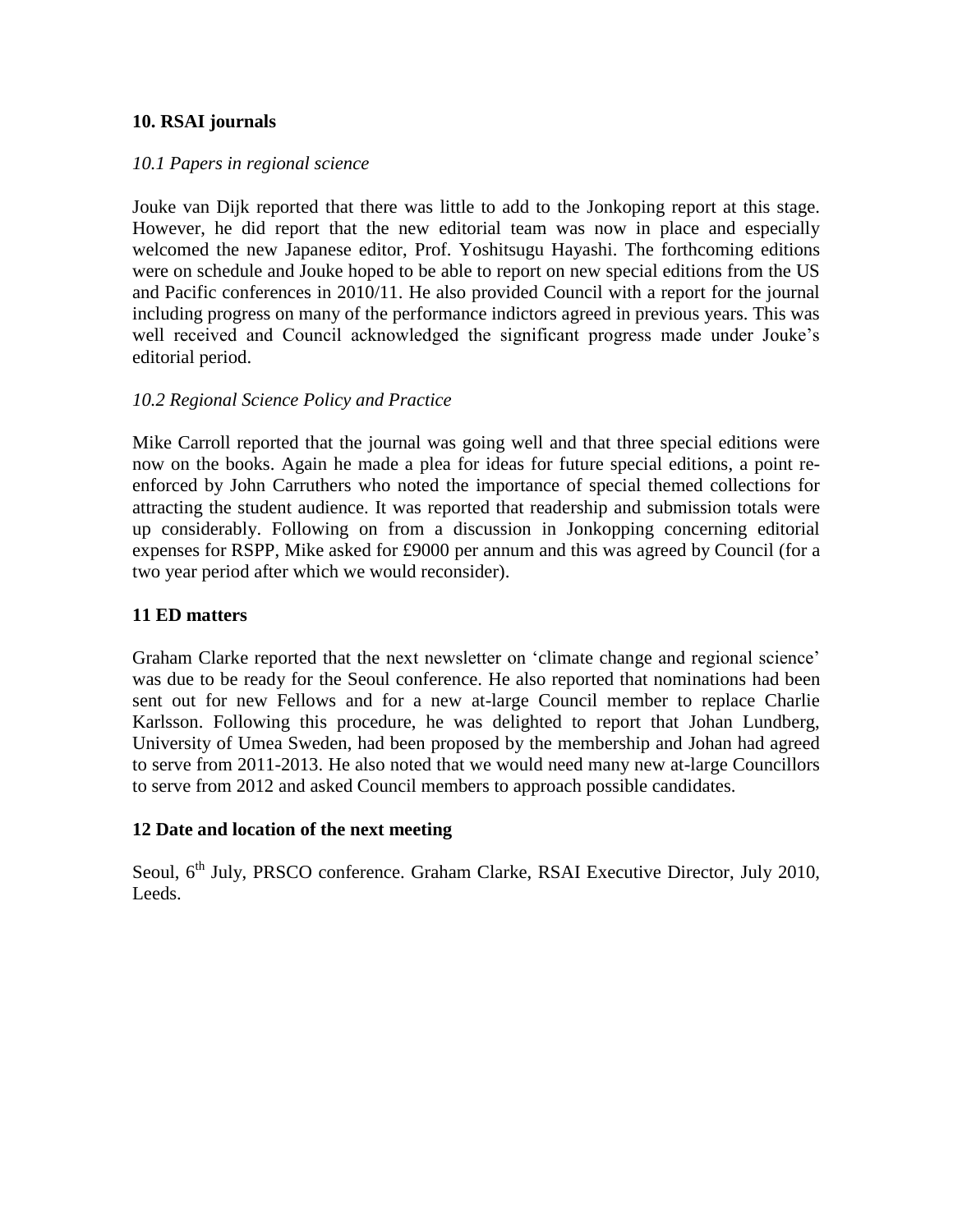## 10. RSAI journals

### *10.1 Papers in regional science*

Jouke van Dijk reported that there was little to add to the Jonkoping report at this stage. However, he did report that the new editorial team was now in place and especially welcomed the new Japanese editor, Prof. Yoshitsugu Hayashi. The forthcoming editions were on schedule and Jouke hoped to be able to report on new special editions from the US and Pacific conferences in 2010/11. He also provided Council with a report for the journal including progress on many of the performance indictors agreed in previous years. This was well received and Council acknowledged the significant progress made under Jouke's editorial period.

### *10.2 Regional Science Policy and Practice*

Mike Carroll reported that the journal was going well and that three special editions were now on the books. Again he made a plea for ideas for future special editions, a point re-enforced by John Carruthers who noted the importance of special themed collections for attracting the student audience. It was reported that readership and submission totals were up considerably. Following on from a discussion in Jonkopping concerning editorial expenses for RSPP, Mike asked for £9000 per annum and this was agreed by Council (for a two year period after which we would reconsider).

## 11 ED matters

Graham Clarke reported that the next newsletter on 'climate change and regional science' was due to be ready for the Seoul conference. He also reported that nominations had been sent out for new Fellows and for a new at-large Council member to replace Charlie Karlsson. Following this procedure, he was delighted to report that Johan Lundberg, University of Umea Sweden, had been proposed by the membership and Johan had agreed to serve from 2011-2013. He also noted that we would need many new at-large Councillors to serve from 2012 and asked Council members to approach possible candidates.

## 12 Date and location of the next meeting

Seoul, 6th July, PRSCO conference. Graham Clarke, RSAI Executive Director, July 2010, Leeds.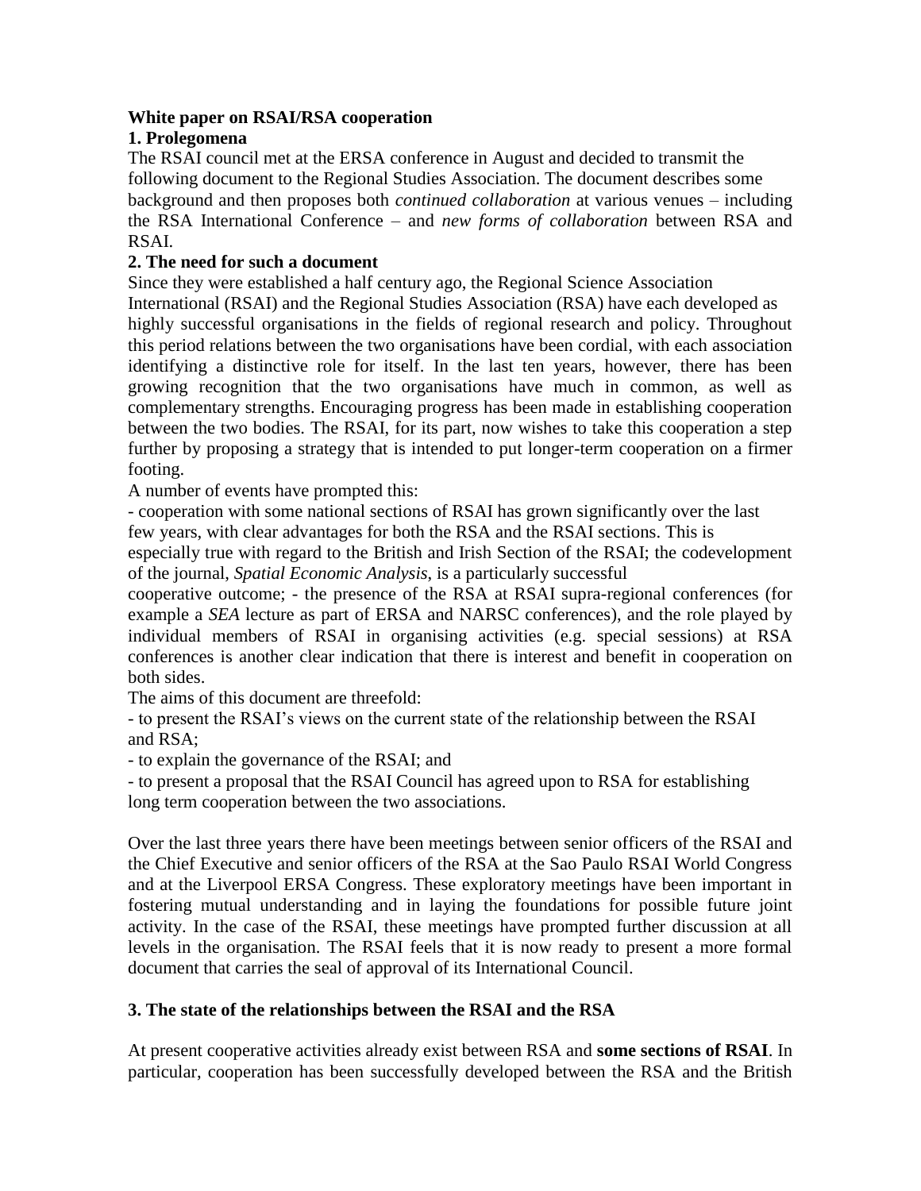**White paper on RSAI/RSA cooperation**

**1. Prolegomena**

The RSAI council met at the ERSA conference in August and decided to transmit the following document to the Regional Studies Association. The document describes some background and then proposes both *continued collaboration* at various venues – including the RSA International Conference – and *new forms of collaboration* between RSA and RSAI.

**2. The need for such a document**

Since they were established a half century ago, the Regional Science Association International (RSAI) and the Regional Studies Association (RSA) have each developed as highly successful organisations in the fields of regional research and policy. Throughout this period relations between the two organisations have been cordial, with each association identifying a distinctive role for itself. In the last ten years, however, there has been growing recognition that the two organisations have much in common, as well as complementary strengths. Encouraging progress has been made in establishing cooperation between the two bodies. The RSAI, for its part, now wishes to take this cooperation a step further by proposing a strategy that is intended to put longer-term cooperation on a firmer footing.

A number of events have prompted this:

- cooperation with some national sections of RSAI has grown significantly over the last few years, with clear advantages for both the RSA and the RSAI sections. This is especially true with regard to the British and Irish Section of the RSAI; the codevelopment of the journal, *Spatial Economic Analysis*, is a particularly successful cooperative outcome; - the presence of the RSA at RSAI supra-regional conferences (for example a *SEA* lecture as part of ERSA and NARSC conferences), and the role played by individual members of RSAI in organising activities (e.g. special sessions) at RSA conferences is another clear indication that there is interest and benefit in cooperation on both sides.

The aims of this document are threefold:

- to present the RSAI's views on the current state of the relationship between the RSAI and RSA;
- to explain the governance of the RSAI; and
- to present a proposal that the RSAI Council has agreed upon to RSA for establishing long term cooperation between the two associations.

Over the last three years there have been meetings between senior officers of the RSAI and the Chief Executive and senior officers of the RSA at the Sao Paulo RSAI World Congress and at the Liverpool ERSA Congress. These exploratory meetings have been important in fostering mutual understanding and in laying the foundations for possible future joint activity. In the case of the RSAI, these meetings have prompted further discussion at all levels in the organisation. The RSAI feels that it is now ready to present a more formal document that carries the seal of approval of its International Council.

**3. The state of the relationships between the RSAI and the RSA**

At present cooperative activities already exist between RSA and **some sections of RSAI**. In particular, cooperation has been successfully developed between the RSA and the British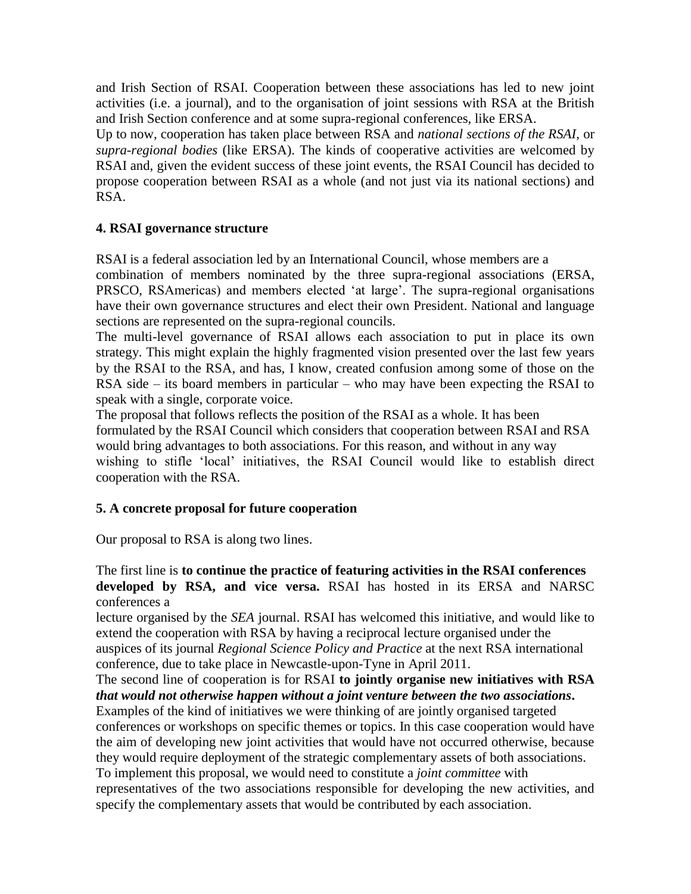and Irish Section of RSAI. Cooperation between these associations has led to new joint activities (i.e. a journal), and to the organisation of joint sessions with RSA at the British and Irish Section conference and at some supra-regional conferences, like ERSA.

Up to now, cooperation has taken place between RSA and *national sections of the RSAI*, or *supra-regional bodies* (like ERSA). The kinds of cooperative activities are welcomed by RSAI and, given the evident success of these joint events, the RSAI Council has decided to propose cooperation between RSAI as a whole (and not just via its national sections) and RSA.

## 4. RSAI governance structure

RSAI is a federal association led by an International Council, whose members are a combination of members nominated by the three supra-regional associations (ERSA, PRSCO, RSAmericas) and members elected 'at large'. The supra-regional organisations have their own governance structures and elect their own President. National and language sections are represented on the supra-regional councils.

The multi-level governance of RSAI allows each association to put in place its own strategy. This might explain the highly fragmented vision presented over the last few years by the RSAI to the RSA, and has, I know, created confusion among some of those on the RSA side – its board members in particular – who may have been expecting the RSAI to speak with a single, corporate voice.

The proposal that follows reflects the position of the RSAI as a whole. It has been formulated by the RSAI Council which considers that cooperation between RSAI and RSA would bring advantages to both associations. For this reason, and without in any way wishing to stifle 'local' initiatives, the RSAI Council would like to establish direct cooperation with the RSA.

## 5. A concrete proposal for future cooperation

Our proposal to RSA is along two lines.

The first line is **to continue the practice of featuring activities in the RSAI conferences developed by RSA, and vice versa.** RSAI has hosted in its ERSA and NARSC conferences a lecture organised by the *SEA* journal. RSAI has welcomed this initiative, and would like to extend the cooperation with RSA by having a reciprocal lecture organised under the auspices of its journal *Regional Science Policy and Practice* at the next RSA international conference, due to take place in Newcastle-upon-Tyne in April 2011.

The second line of cooperation is for RSAI **to jointly organise new initiatives with RSA *that would not otherwise happen without a joint venture between the two associations*.**

Examples of the kind of initiatives we were thinking of are jointly organised targeted conferences or workshops on specific themes or topics. In this case cooperation would have the aim of developing new joint activities that would have not occurred otherwise, because they would require deployment of the strategic complementary assets of both associations.

To implement this proposal, we would need to constitute a *joint committee* with representatives of the two associations responsible for developing the new activities, and specify the complementary assets that would be contributed by each association.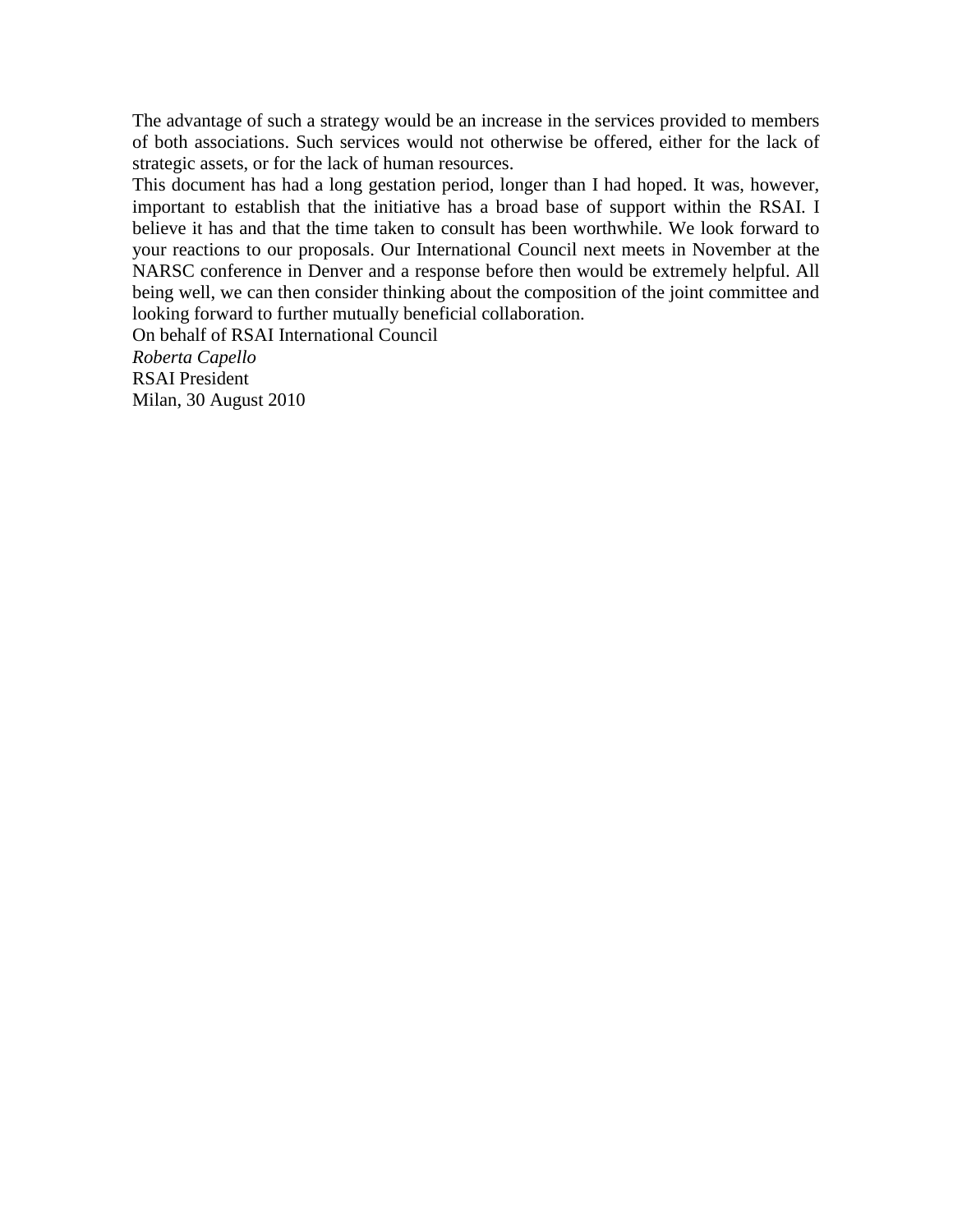The advantage of such a strategy would be an increase in the services provided to members of both associations. Such services would not otherwise be offered, either for the lack of strategic assets, or for the lack of human resources.

This document has had a long gestation period, longer than I had hoped. It was, however, important to establish that the initiative has a broad base of support within the RSAI. I believe it has and that the time taken to consult has been worthwhile. We look forward to your reactions to our proposals. Our International Council next meets in November at the NARSC conference in Denver and a response before then would be extremely helpful. All being well, we can then consider thinking about the composition of the joint committee and looking forward to further mutually beneficial collaboration.

On behalf of RSAI International Council

*Roberta Capello*

RSAI President

Milan, 30 August 2010